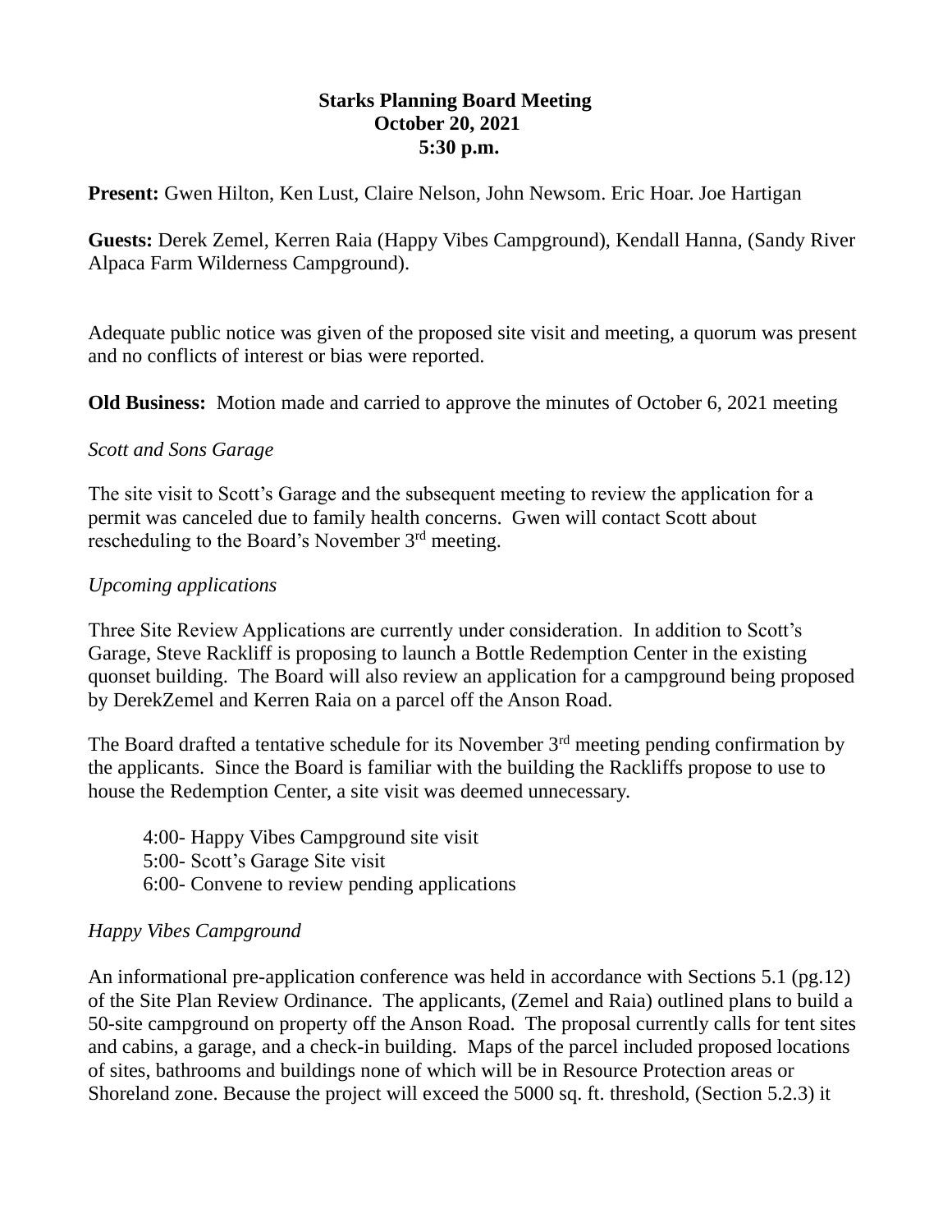**Starks Planning Board Meeting**
**October 20, 2021**
**5:30 p.m.**

**Present:** Gwen Hilton, Ken Lust, Claire Nelson, John Newsom. Eric Hoar. Joe Hartigan

**Guests:** Derek Zemel, Kerren Raia (Happy Vibes Campground), Kendall Hanna, (Sandy River Alpaca Farm Wilderness Campground).

Adequate public notice was given of the proposed site visit and meeting, a quorum was present and no conflicts of interest or bias were reported.

**Old Business:** Motion made and carried to approve the minutes of October 6, 2021 meeting

*Scott and Sons Garage*

The site visit to Scott's Garage and the subsequent meeting to review the application for a permit was canceled due to family health concerns. Gwen will contact Scott about rescheduling to the Board's November 3rd meeting.

*Upcoming applications*

Three Site Review Applications are currently under consideration. In addition to Scott's Garage, Steve Rackliff is proposing to launch a Bottle Redemption Center in the existing quonset building. The Board will also review an application for a campground being proposed by DerekZemel and Kerren Raia on a parcel off the Anson Road.

The Board drafted a tentative schedule for its November 3rd meeting pending confirmation by the applicants. Since the Board is familiar with the building the Rackliffs propose to use to house the Redemption Center, a site visit was deemed unnecessary.

4:00- Happy Vibes Campground site visit
5:00- Scott's Garage Site visit
6:00- Convene to review pending applications

*Happy Vibes Campground*

An informational pre-application conference was held in accordance with Sections 5.1 (pg.12) of the Site Plan Review Ordinance. The applicants, (Zemel and Raia) outlined plans to build a 50-site campground on property off the Anson Road. The proposal currently calls for tent sites and cabins, a garage, and a check-in building. Maps of the parcel included proposed locations of sites, bathrooms and buildings none of which will be in Resource Protection areas or Shoreland zone. Because the project will exceed the 5000 sq. ft. threshold, (Section 5.2.3) it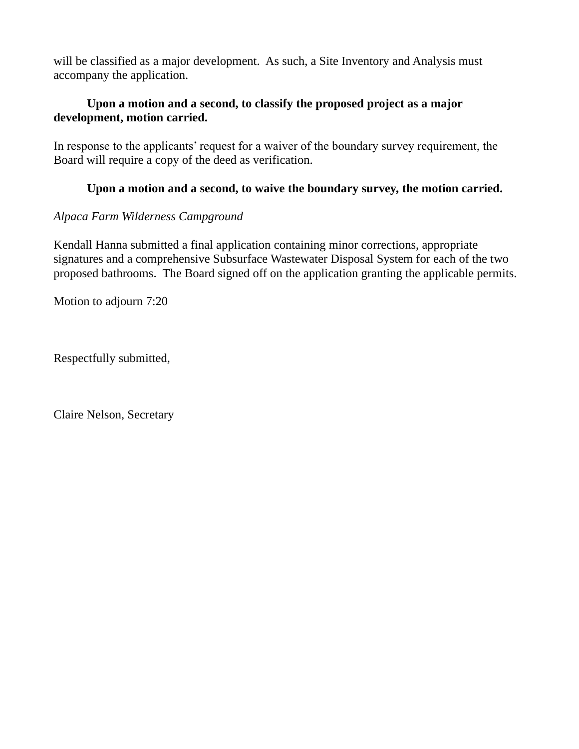will be classified as a major development. As such, a Site Inventory and Analysis must accompany the application.

**Upon a motion and a second, to classify the proposed project as a major development, motion carried.**

In response to the applicants' request for a waiver of the boundary survey requirement, the Board will require a copy of the deed as verification.

**Upon a motion and a second, to waive the boundary survey, the motion carried.**

*Alpaca Farm Wilderness Campground*

Kendall Hanna submitted a final application containing minor corrections, appropriate signatures and a comprehensive Subsurface Wastewater Disposal System for each of the two proposed bathrooms. The Board signed off on the application granting the applicable permits.

Motion to adjourn 7:20

Respectfully submitted,

Claire Nelson, Secretary